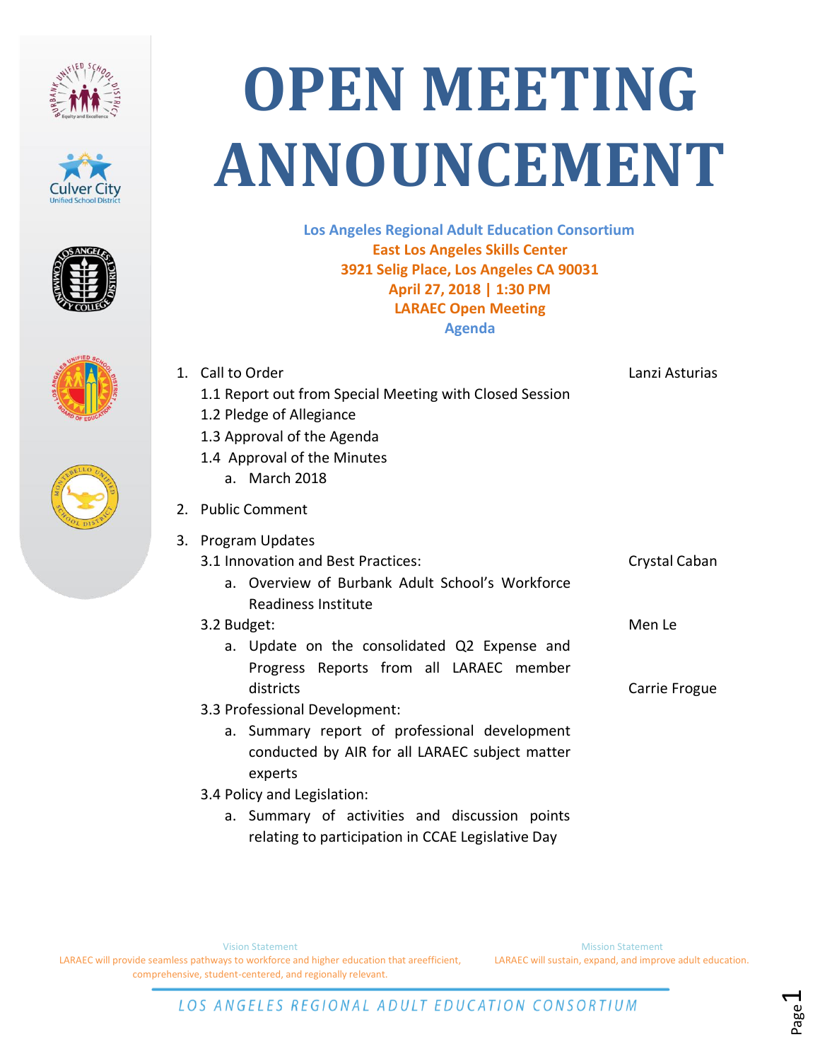# OPEN MEETING ANNOUNCEMENT

**Los Angeles Regional Adult Education Consortium**
**East Los Angeles Skills Center**
**3921 Selig Place, Los Angeles CA 90031**
**April 27, 2018 | 1:30 PM**
**LARAEC Open Meeting**
**Agenda**

1. Call to Order — Lanzi Asturias
   - 1.1 Report out from Special Meeting with Closed Session
   - 1.2 Pledge of Allegiance
   - 1.3 Approval of the Agenda
   - 1.4 Approval of the Minutes
     - a. March 2018
2. Public Comment
3. Program Updates
   - 3.1 Innovation and Best Practices: — Crystal Caban
     - a. Overview of Burbank Adult School's Workforce Readiness Institute
   - 3.2 Budget: — Men Le
     - a. Update on the consolidated Q2 Expense and Progress Reports from all LARAEC member districts — Carrie Frogue
   - 3.3 Professional Development:
     - a. Summary report of professional development conducted by AIR for all LARAEC subject matter experts
   - 3.4 Policy and Legislation:
     - a. Summary of activities and discussion points relating to participation in CCAE Legislative Day

Vision Statement
LARAEC will provide seamless pathways to workforce and higher education that areefficient, comprehensive, student-centered, and regionally relevant.

Mission Statement
LARAEC will sustain, expand, and improve adult education.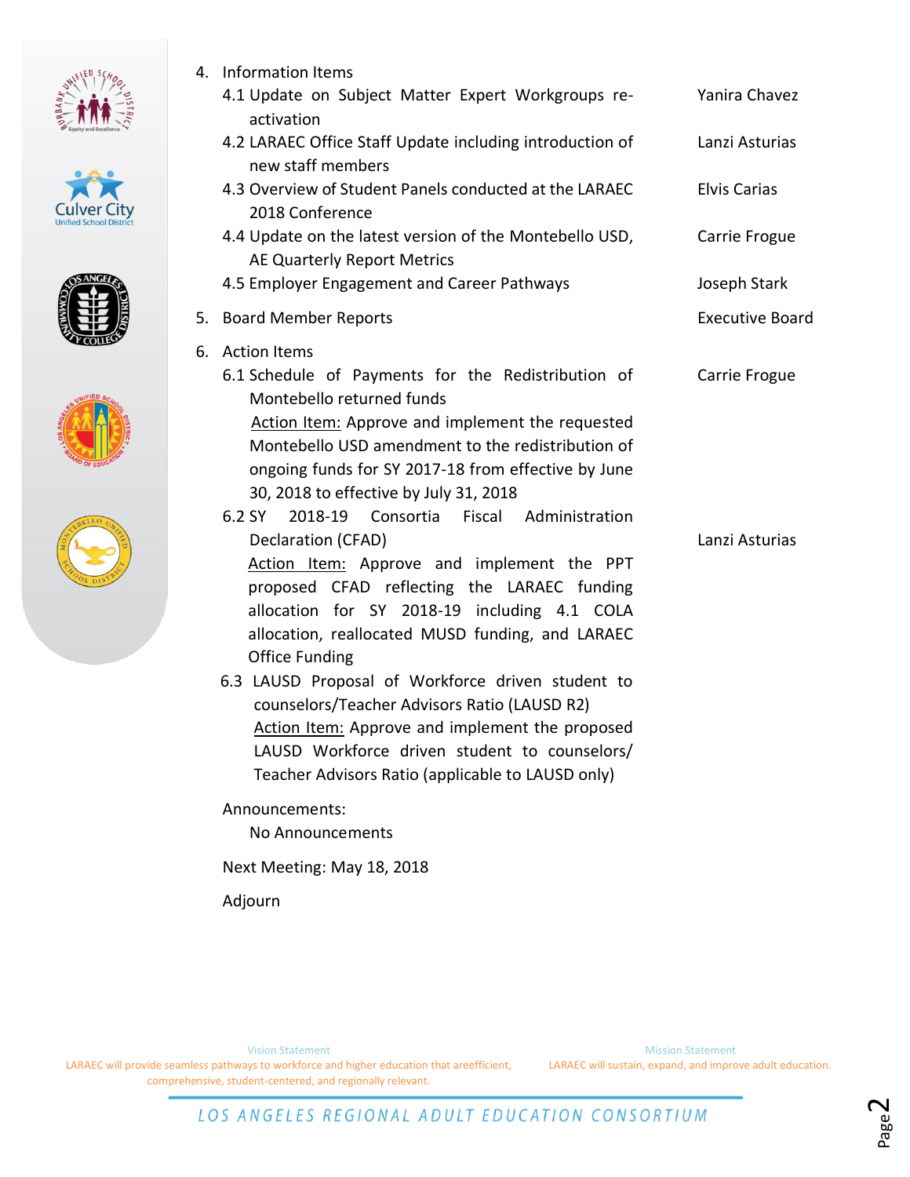4. Information Items
    - 4.1 Update on Subject Matter Expert Workgroups re-activation — Yanira Chavez
    - 4.2 LARAEC Office Staff Update including introduction of new staff members — Lanzi Asturias
    - 4.3 Overview of Student Panels conducted at the LARAEC 2018 Conference — Elvis Carias
    - 4.4 Update on the latest version of the Montebello USD, AE Quarterly Report Metrics — Carrie Frogue
    - 4.5 Employer Engagement and Career Pathways — Joseph Stark
5. Board Member Reports — Executive Board
6. Action Items
    - 6.1 Schedule of Payments for the Redistribution of Montebello returned funds — Carrie Frogue

      Action Item: Approve and implement the requested Montebello USD amendment to the redistribution of ongoing funds for SY 2017-18 from effective by June 30, 2018 to effective by July 31, 2018
    - 6.2 SY 2018-19 Consortia Fiscal Administration Declaration (CFAD) — Lanzi Asturias

      Action Item: Approve and implement the PPT proposed CFAD reflecting the LARAEC funding allocation for SY 2018-19 including 4.1 COLA allocation, reallocated MUSD funding, and LARAEC Office Funding
    - 6.3 LAUSD Proposal of Workforce driven student to counselors/Teacher Advisors Ratio (LAUSD R2)

      Action Item: Approve and implement the proposed LAUSD Workforce driven student to counselors/ Teacher Advisors Ratio (applicable to LAUSD only)

Announcements:

No Announcements

Next Meeting: May 18, 2018

Adjourn

Vision Statement

LARAEC will provide seamless pathways to workforce and higher education that areefficient, comprehensive, student-centered, and regionally relevant.

Mission Statement

LARAEC will sustain, expand, and improve adult education.